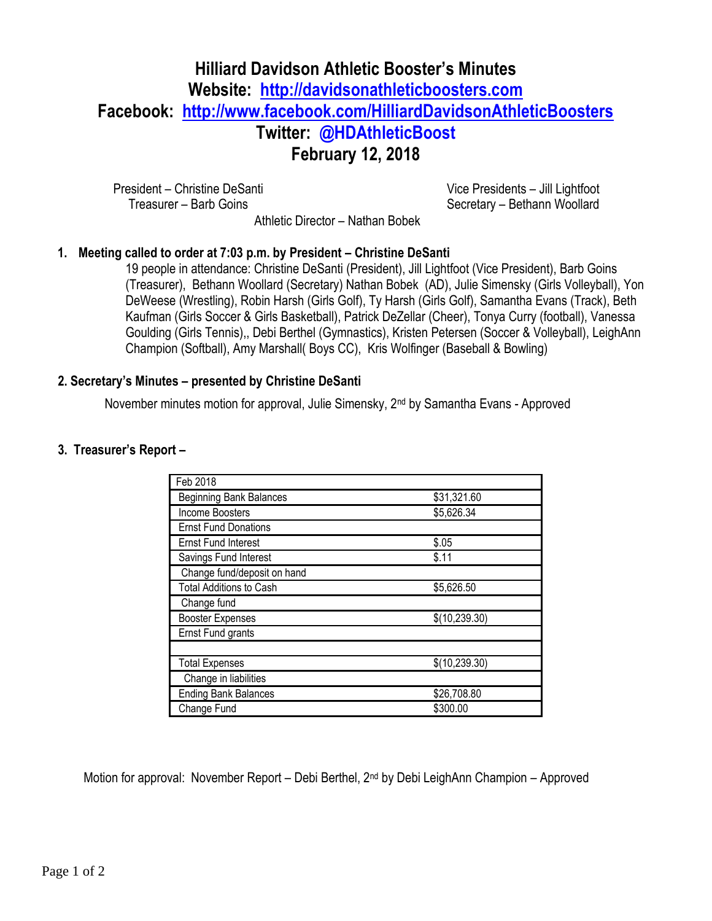# Hilliard Davidson Athletic Booster's Minutes

## Website: http://davidsonathleticboosters.com

## Facebook: http://www.facebook.com/HilliardDavidsonAthleticBoosters

## Twitter: @HDAthleticBoost

## February 12, 2018

President – Christine DeSanti
Treasurer – Barb Goins

Vice Presidents – Jill Lightfoot
Secretary – Bethann Woollard

Athletic Director – Nathan Bobek

### 1. Meeting called to order at 7:03 p.m. by President – Christine DeSanti

19 people in attendance: Christine DeSanti (President), Jill Lightfoot (Vice President), Barb Goins (Treasurer), Bethann Woollard (Secretary) Nathan Bobek (AD), Julie Simensky (Girls Volleyball), Yon DeWeese (Wrestling), Robin Harsh (Girls Golf), Ty Harsh (Girls Golf), Samantha Evans (Track), Beth Kaufman (Girls Soccer & Girls Basketball), Patrick DeZellar (Cheer), Tonya Curry (football), Vanessa Goulding (Girls Tennis),, Debi Berthel (Gymnastics), Kristen Petersen (Soccer & Volleyball), LeighAnn Champion (Softball), Amy Marshall( Boys CC), Kris Wolfinger (Baseball & Bowling)

### 2. Secretary's Minutes – presented by Christine DeSanti

November minutes motion for approval, Julie Simensky, 2nd by Samantha Evans - Approved

### 3. Treasurer's Report –

| Feb 2018 | |
|---|---|
| Beginning Bank Balances | $31,321.60 |
| Income Boosters | $5,626.34 |
| Ernst Fund Donations | |
| Ernst Fund Interest | $.05 |
| Savings Fund Interest | $.11 |
| Change fund/deposit on hand | |
| Total Additions to Cash | $5,626.50 |
| Change fund | |
| Booster Expenses | $(10,239.30) |
| Ernst Fund grants | |
| | |
| Total Expenses | $(10,239.30) |
| Change in liabilities | |
| Ending Bank Balances | $26,708.80 |
| Change Fund | $300.00 |

Motion for approval: November Report – Debi Berthel, 2nd by Debi LeighAnn Champion – Approved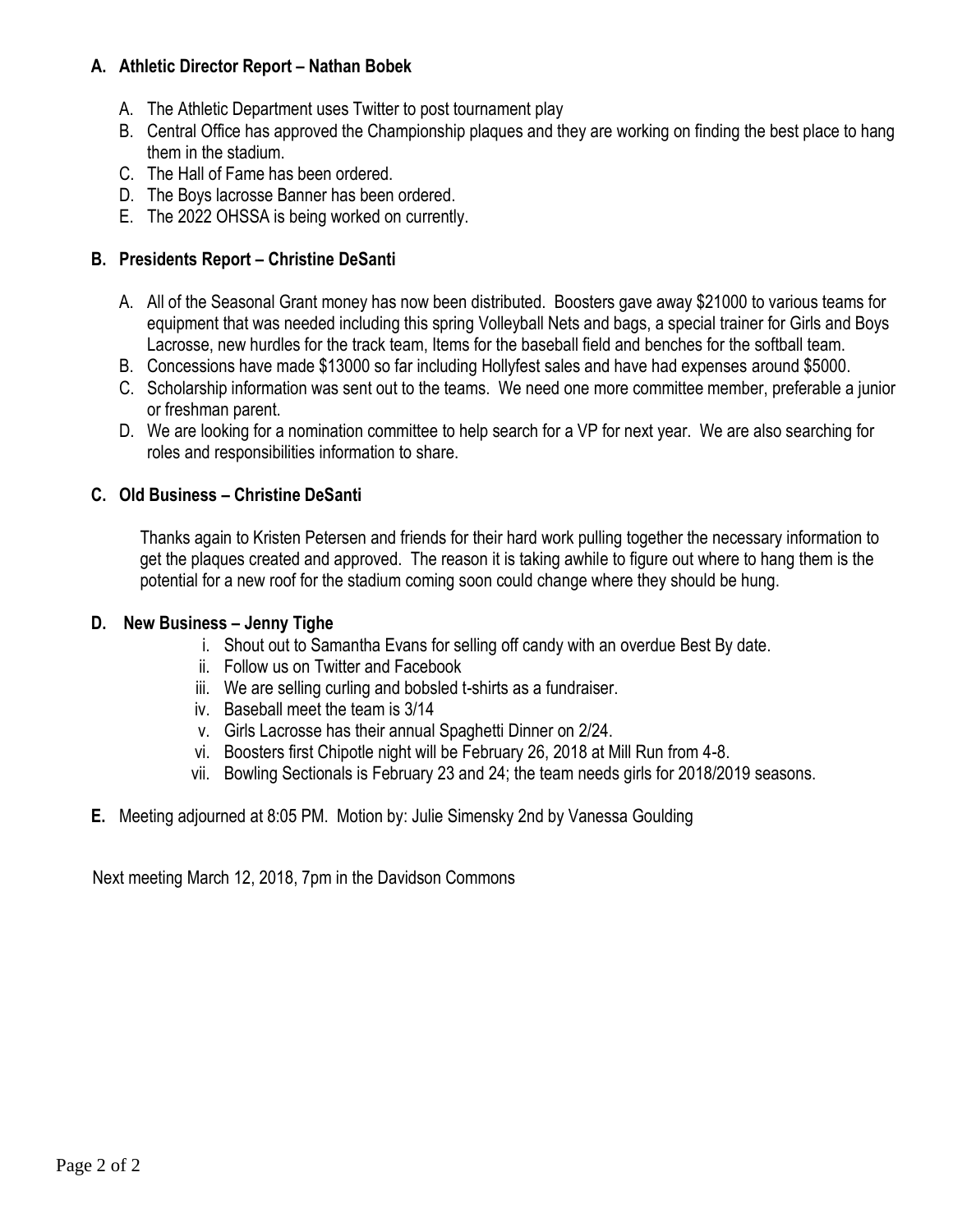## A. Athletic Director Report – Nathan Bobek

A. The Athletic Department uses Twitter to post tournament play
B. Central Office has approved the Championship plaques and they are working on finding the best place to hang them in the stadium.
C. The Hall of Fame has been ordered.
D. The Boys lacrosse Banner has been ordered.
E. The 2022 OHSSA is being worked on currently.

## B. Presidents Report – Christine DeSanti

A. All of the Seasonal Grant money has now been distributed. Boosters gave away $21000 to various teams for equipment that was needed including this spring Volleyball Nets and bags, a special trainer for Girls and Boys Lacrosse, new hurdles for the track team, Items for the baseball field and benches for the softball team.
B. Concessions have made $13000 so far including Hollyfest sales and have had expenses around $5000.
C. Scholarship information was sent out to the teams. We need one more committee member, preferable a junior or freshman parent.
D. We are looking for a nomination committee to help search for a VP for next year. We are also searching for roles and responsibilities information to share.

## C. Old Business – Christine DeSanti

Thanks again to Kristen Petersen and friends for their hard work pulling together the necessary information to get the plaques created and approved. The reason it is taking awhile to figure out where to hang them is the potential for a new roof for the stadium coming soon could change where they should be hung.

## D. New Business – Jenny Tighe

i. Shout out to Samantha Evans for selling off candy with an overdue Best By date.
ii. Follow us on Twitter and Facebook
iii. We are selling curling and bobsled t-shirts as a fundraiser.
iv. Baseball meet the team is 3/14
v. Girls Lacrosse has their annual Spaghetti Dinner on 2/24.
vi. Boosters first Chipotle night will be February 26, 2018 at Mill Run from 4-8.
vii. Bowling Sectionals is February 23 and 24; the team needs girls for 2018/2019 seasons.

**E.** Meeting adjourned at 8:05 PM. Motion by: Julie Simensky 2nd by Vanessa Goulding

Next meeting March 12, 2018, 7pm in the Davidson Commons